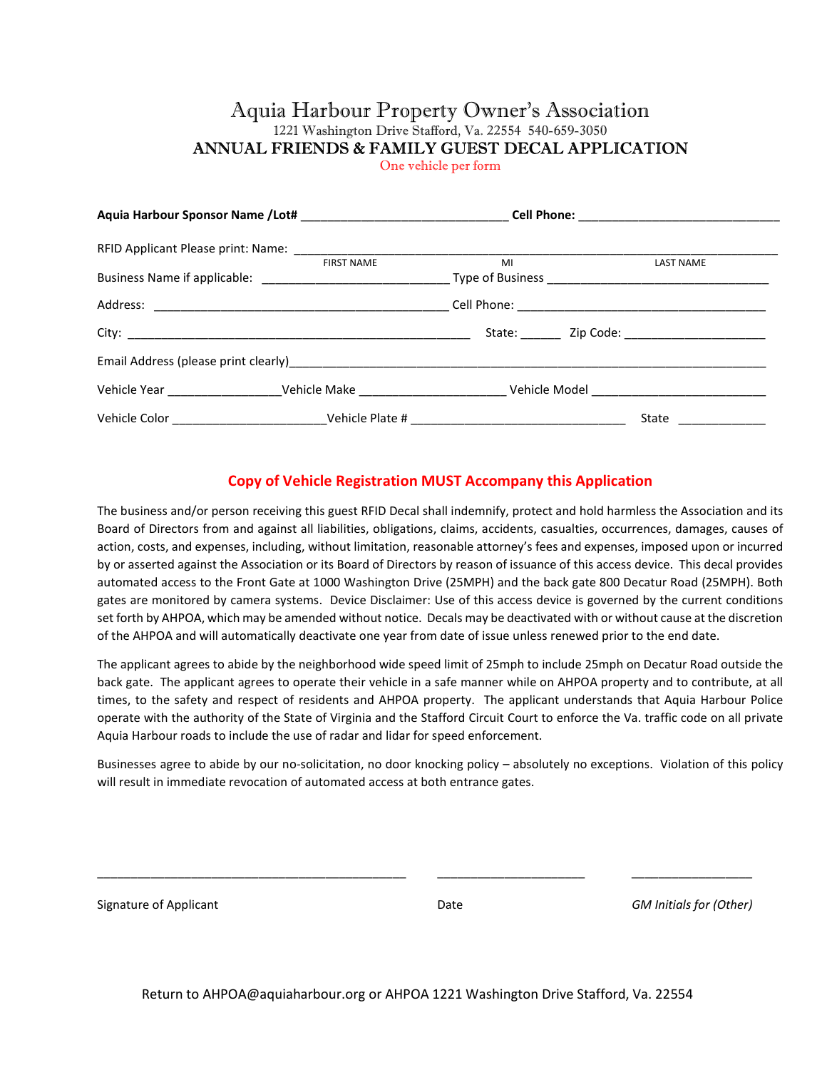# Aquia Harbour Property Owner's Association

1221 Washington Drive Stafford, Va. 22554 540-659-3050

## ANNUAL FRIENDS & FAMILY GUEST DECAL APPLICATION

One vehicle per form

**Aquia Harbour Sponsor Name /Lot#** ______________________________ **Cell Phone:** ______________________________

RFID Applicant Please print: Name: ______________________________________________________________________

FIRST NAME MI LAST NAME

Business Name if applicable: ___________________________ Type of Business _________________________________

Address: ____________________________________________ Cell Phone: ______________________________________

City: ____________________________________________________ State: ______ Zip Code: _____________________

Email Address (please print clearly)__________________________________________________________________________

Vehicle Year ________________Vehicle Make ____________________ Vehicle Model _________________________

Vehicle Color ______________________Vehicle Plate # _______________________________ State _____________

**Copy of Vehicle Registration MUST Accompany this Application**

The business and/or person receiving this guest RFID Decal shall indemnify, protect and hold harmless the Association and its Board of Directors from and against all liabilities, obligations, claims, accidents, casualties, occurrences, damages, causes of action, costs, and expenses, including, without limitation, reasonable attorney's fees and expenses, imposed upon or incurred by or asserted against the Association or its Board of Directors by reason of issuance of this access device. This decal provides automated access to the Front Gate at 1000 Washington Drive (25MPH) and the back gate 800 Decatur Road (25MPH). Both gates are monitored by camera systems. Device Disclaimer: Use of this access device is governed by the current conditions set forth by AHPOA, which may be amended without notice. Decals may be deactivated with or without cause at the discretion of the AHPOA and will automatically deactivate one year from date of issue unless renewed prior to the end date.

The applicant agrees to abide by the neighborhood wide speed limit of 25mph to include 25mph on Decatur Road outside the back gate. The applicant agrees to operate their vehicle in a safe manner while on AHPOA property and to contribute, at all times, to the safety and respect of residents and AHPOA property. The applicant understands that Aquia Harbour Police operate with the authority of the State of Virginia and the Stafford Circuit Court to enforce the Va. traffic code on all private Aquia Harbour roads to include the use of radar and lidar for speed enforcement.

Businesses agree to abide by our no-solicitation, no door knocking policy – absolutely no exceptions. Violation of this policy will result in immediate revocation of automated access at both entrance gates.

______________________________________________ ______________________ __________________

Signature of Applicant Date *GM Initials for (Other)*

Return to AHPOA@aquiaharbour.org or AHPOA 1221 Washington Drive Stafford, Va. 22554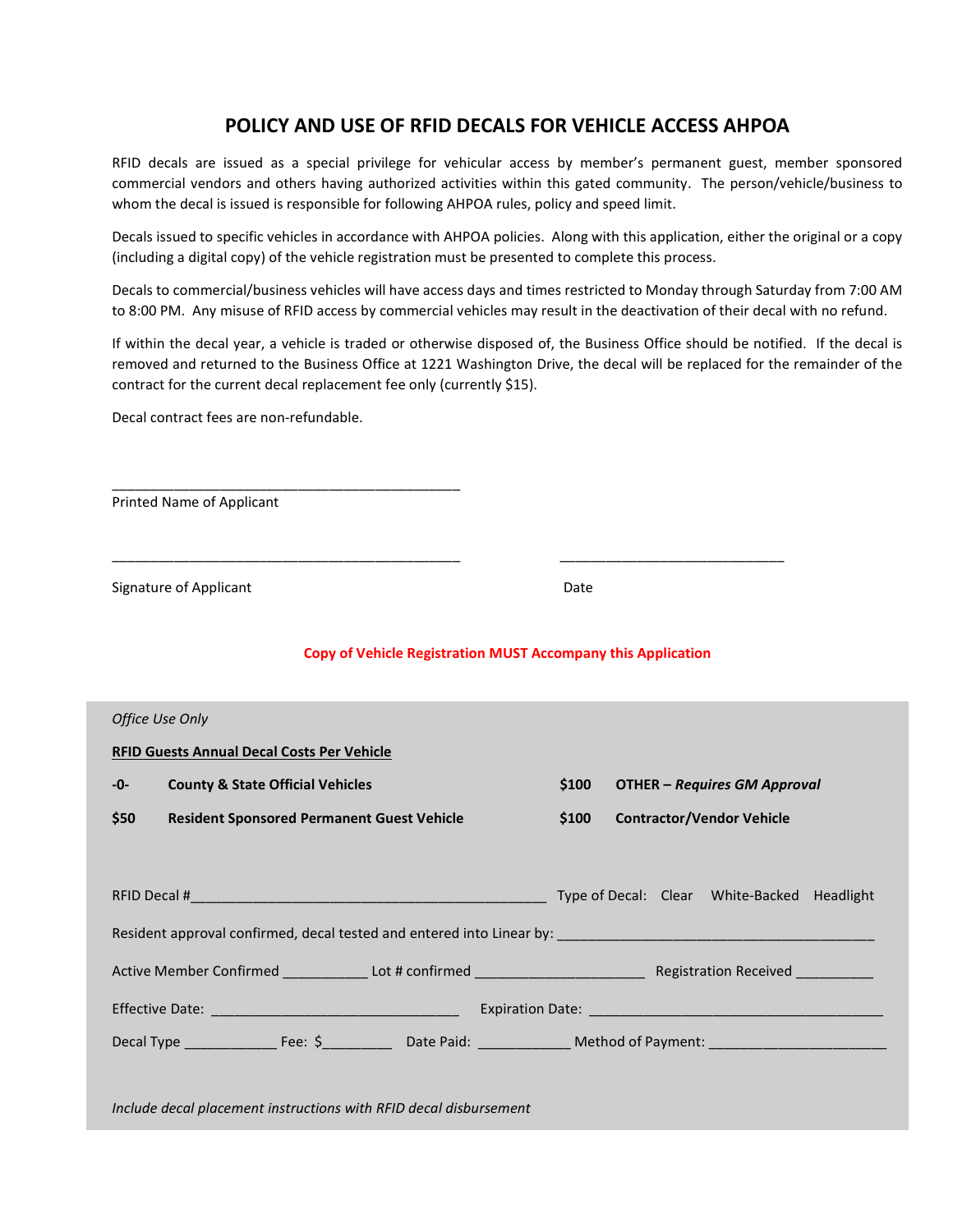# POLICY AND USE OF RFID DECALS FOR VEHICLE ACCESS AHPOA

RFID decals are issued as a special privilege for vehicular access by member's permanent guest, member sponsored commercial vendors and others having authorized activities within this gated community. The person/vehicle/business to whom the decal is issued is responsible for following AHPOA rules, policy and speed limit.

Decals issued to specific vehicles in accordance with AHPOA policies. Along with this application, either the original or a copy (including a digital copy) of the vehicle registration must be presented to complete this process.

Decals to commercial/business vehicles will have access days and times restricted to Monday through Saturday from 7:00 AM to 8:00 PM. Any misuse of RFID access by commercial vehicles may result in the deactivation of their decal with no refund.

If within the decal year, a vehicle is traded or otherwise disposed of, the Business Office should be notified. If the decal is removed and returned to the Business Office at 1221 Washington Drive, the decal will be replaced for the remainder of the contract for the current decal replacement fee only (currently $15).

Decal contract fees are non-refundable.

_____________________________________________
Printed Name of Applicant

_____________________________________________ ______________________________

Signature of Applicant Date

**Copy of Vehicle Registration MUST Accompany this Application**

*Office Use Only*

**RFID Guests Annual Decal Costs Per Vehicle**

| | | | |
|---|---|---|---|
| **-0-** | **County & State Official Vehicles** | **$100** | **OTHER –** ***Requires GM Approval*** |
| **$50** | **Resident Sponsored Permanent Guest Vehicle** | **$100** | **Contractor/Vendor Vehicle** |

RFID Decal #_____________________________________________ Type of Decal: Clear White-Backed Headlight

Resident approval confirmed, decal tested and entered into Linear by: ________________________________________

Active Member Confirmed ___________ Lot # confirmed ______________________ Registration Received __________

Effective Date: ________________________________ Expiration Date: _____________________________________

Decal Type ____________ Fee: $_________ Date Paid: ____________ Method of Payment: _______________________

*Include decal placement instructions with RFID decal disbursement*